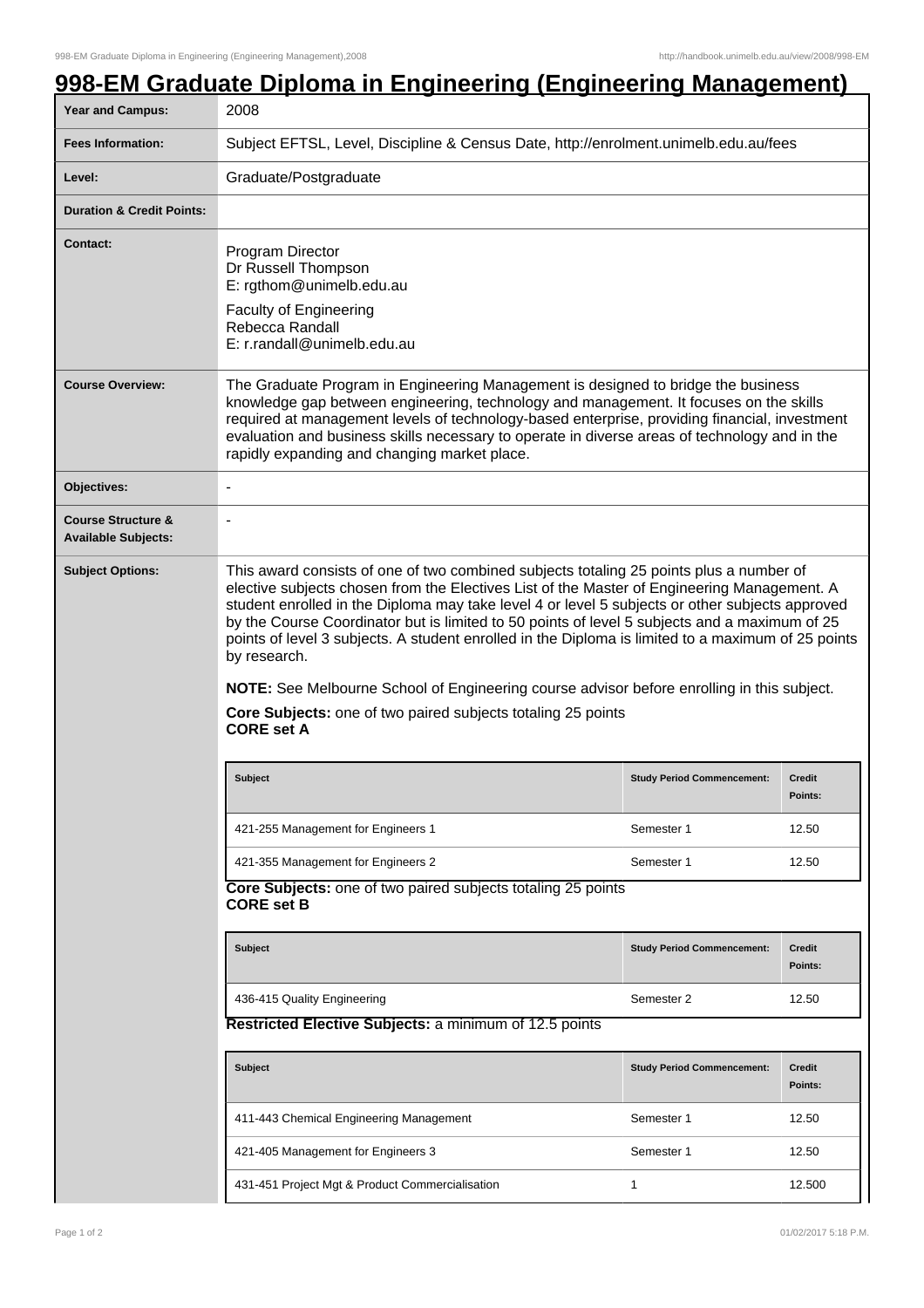# 998-EM Graduate Diploma in Engineering (Engineering Management)

| | |
|---|---|
| **Year and Campus:** | 2008 |
| **Fees Information:** | Subject EFTSL, Level, Discipline & Census Date, http://enrolment.unimelb.edu.au/fees |
| **Level:** | Graduate/Postgraduate |
| **Duration & Credit Points:** | |
| **Contact:** | Program Director<br>Dr Russell Thompson<br>E: rgthom@unimelb.edu.au<br>Faculty of Engineering<br>Rebecca Randall<br>E: r.randall@unimelb.edu.au |
| **Course Overview:** | The Graduate Program in Engineering Management is designed to bridge the business knowledge gap between engineering, technology and management. It focuses on the skills required at management levels of technology-based enterprise, providing financial, investment evaluation and business skills necessary to operate in diverse areas of technology and in the rapidly expanding and changing market place. |
| **Objectives:** | - |
| **Course Structure & Available Subjects:** | - |

**Subject Options:**

This award consists of one of two combined subjects totaling 25 points plus a number of elective subjects chosen from the Electives List of the Master of Engineering Management. A student enrolled in the Diploma may take level 4 or level 5 subjects or other subjects approved by the Course Coordinator but is limited to 50 points of level 5 subjects and a maximum of 25 points of level 3 subjects. A student enrolled in the Diploma is limited to a maximum of 25 points by research.

**NOTE:** See Melbourne School of Engineering course advisor before enrolling in this subject.

**Core Subjects:** one of two paired subjects totaling 25 points
**CORE set A**

| Subject | Study Period Commencement: | Credit Points: |
|---|---|---|
| 421-255 Management for Engineers 1 | Semester 1 | 12.50 |
| 421-355 Management for Engineers 2 | Semester 1 | 12.50 |

**Core Subjects:** one of two paired subjects totaling 25 points
**CORE set B**

| Subject | Study Period Commencement: | Credit Points: |
|---|---|---|
| 436-415 Quality Engineering | Semester 2 | 12.50 |

**Restricted Elective Subjects:** a minimum of 12.5 points

| Subject | Study Period Commencement: | Credit Points: |
|---|---|---|
| 411-443 Chemical Engineering Management | Semester 1 | 12.50 |
| 421-405 Management for Engineers 3 | Semester 1 | 12.50 |
| 431-451 Project Mgt & Product Commercialisation | 1 | 12.500 |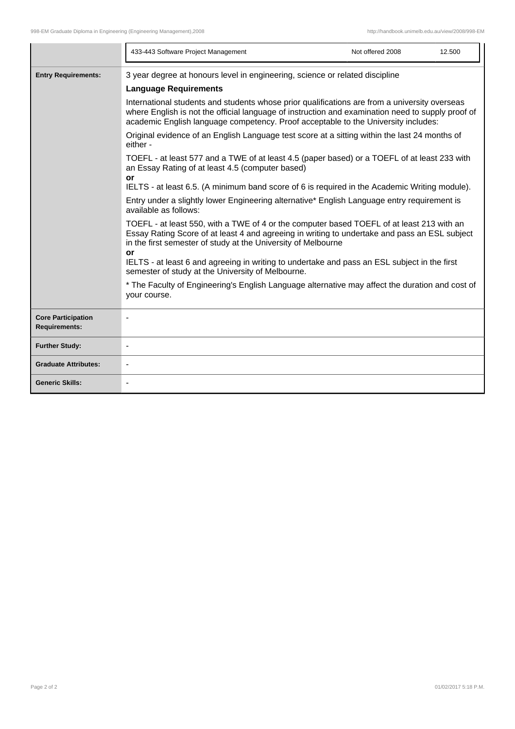| | | | |
|---|---|---|---|
| | 433-443 Software Project Management | Not offered 2008 | 12.500 |

| | |
|---|---|
| **Entry Requirements:** | 3 year degree at honours level in engineering, science or related discipline<br><br>**Language Requirements**<br><br>International students and students whose prior qualifications are from a university overseas where English is not the official language of instruction and examination need to supply proof of academic English language competency. Proof acceptable to the University includes:<br><br>Original evidence of an English Language test score at a sitting within the last 24 months of either -<br><br>TOEFL - at least 577 and a TWE of at least 4.5 (paper based) or a TOEFL of at least 233 with an Essay Rating of at least 4.5 (computer based)<br>**or**<br>IELTS - at least 6.5. (A minimum band score of 6 is required in the Academic Writing module).<br><br>Entry under a slightly lower Engineering alternative* English Language entry requirement is available as follows:<br><br>TOEFL - at least 550, with a TWE of 4 or the computer based TOEFL of at least 213 with an Essay Rating Score of at least 4 and agreeing in writing to undertake and pass an ESL subject in the first semester of study at the University of Melbourne<br>**or**<br>IELTS - at least 6 and agreeing in writing to undertake and pass an ESL subject in the first semester of study at the University of Melbourne.<br><br>* The Faculty of Engineering's English Language alternative may affect the duration and cost of your course. |
| **Core Participation Requirements:** | - |
| **Further Study:** | - |
| **Graduate Attributes:** | - |
| **Generic Skills:** | - |